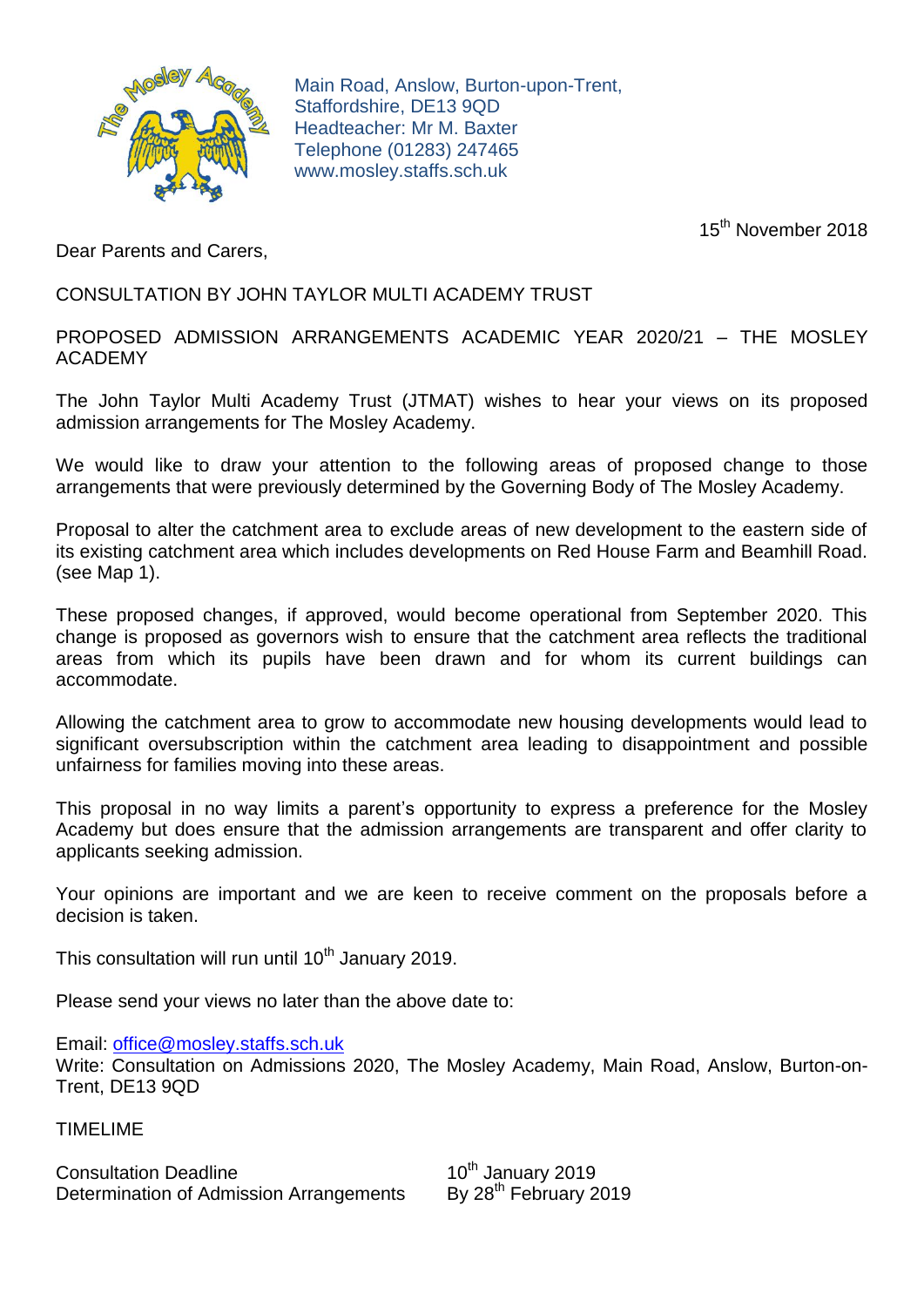Main Road, Anslow, Burton-upon-Trent,
Staffordshire, DE13 9QD
Headteacher: Mr M. Baxter
Telephone (01283) 247465
www.mosley.staffs.sch.uk

15th November 2018

Dear Parents and Carers,

CONSULTATION BY JOHN TAYLOR MULTI ACADEMY TRUST

PROPOSED ADMISSION ARRANGEMENTS ACADEMIC YEAR 2020/21 – THE MOSLEY ACADEMY

The John Taylor Multi Academy Trust (JTMAT) wishes to hear your views on its proposed admission arrangements for The Mosley Academy.

We would like to draw your attention to the following areas of proposed change to those arrangements that were previously determined by the Governing Body of The Mosley Academy.

Proposal to alter the catchment area to exclude areas of new development to the eastern side of its existing catchment area which includes developments on Red House Farm and Beamhill Road. (see Map 1).

These proposed changes, if approved, would become operational from September 2020. This change is proposed as governors wish to ensure that the catchment area reflects the traditional areas from which its pupils have been drawn and for whom its current buildings can accommodate.

Allowing the catchment area to grow to accommodate new housing developments would lead to significant oversubscription within the catchment area leading to disappointment and possible unfairness for families moving into these areas.

This proposal in no way limits a parent's opportunity to express a preference for the Mosley Academy but does ensure that the admission arrangements are transparent and offer clarity to applicants seeking admission.

Your opinions are important and we are keen to receive comment on the proposals before a decision is taken.

This consultation will run until 10th January 2019.

Please send your views no later than the above date to:

Email: office@mosley.staffs.sch.uk
Write: Consultation on Admissions 2020, The Mosley Academy, Main Road, Anslow, Burton-on-Trent, DE13 9QD

TIMELIME

| | |
|---|---|
| Consultation Deadline | 10th January 2019 |
| Determination of Admission Arrangements | By 28th February 2019 |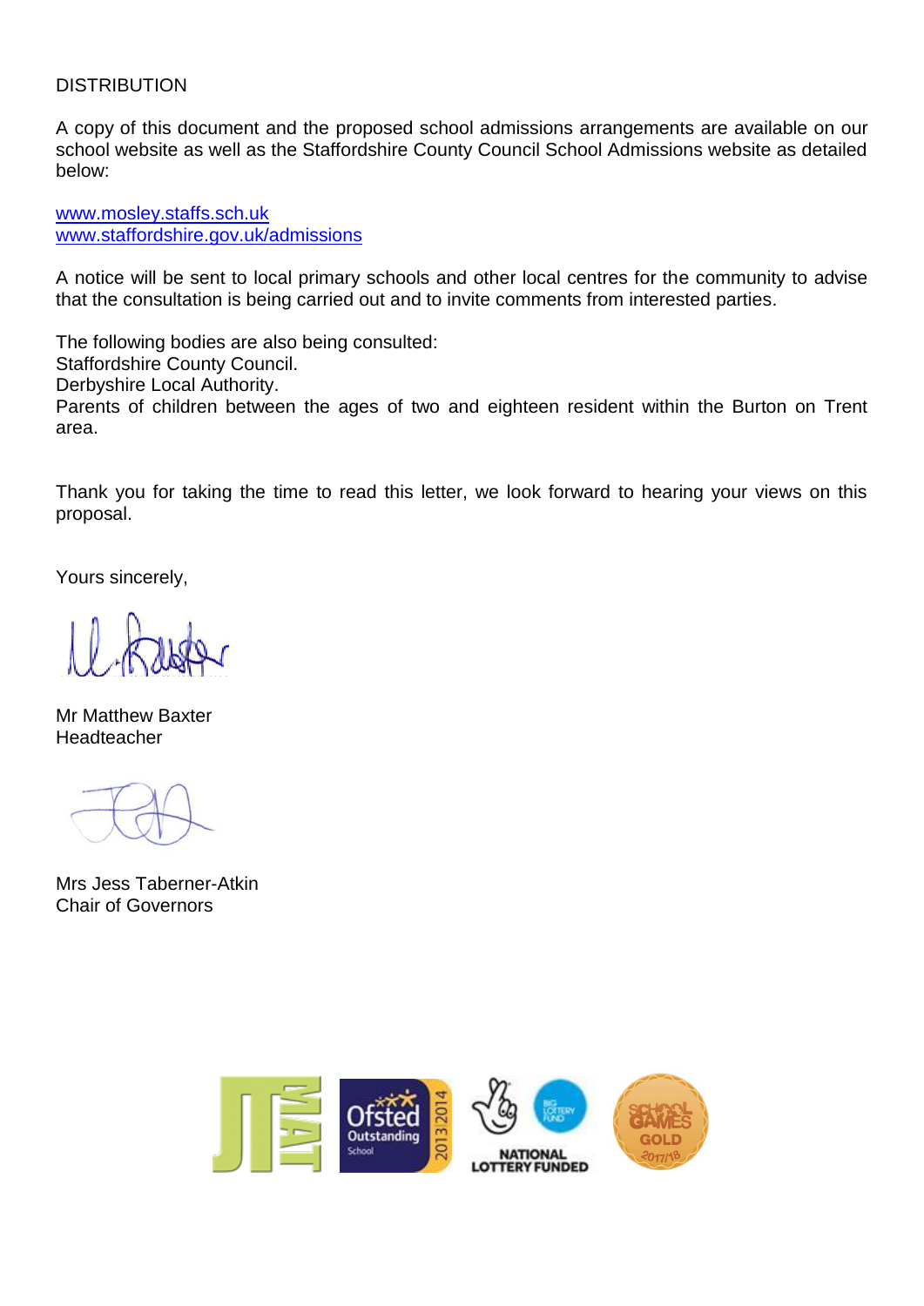DISTRIBUTION

A copy of this document and the proposed school admissions arrangements are available on our school website as well as the Staffordshire County Council School Admissions website as detailed below:

[www.mosley.staffs.sch.uk](http://www.mosley.staffs.sch.uk)
[www.staffordshire.gov.uk/admissions](http://www.staffordshire.gov.uk/admissions)

A notice will be sent to local primary schools and other local centres for the community to advise that the consultation is being carried out and to invite comments from interested parties.

The following bodies are also being consulted:
Staffordshire County Council.
Derbyshire Local Authority.
Parents of children between the ages of two and eighteen resident within the Burton on Trent area.

Thank you for taking the time to read this letter, we look forward to hearing your views on this proposal.

Yours sincerely,

Mr Matthew Baxter
Headteacher

Mrs Jess Taberner-Atkin
Chair of Governors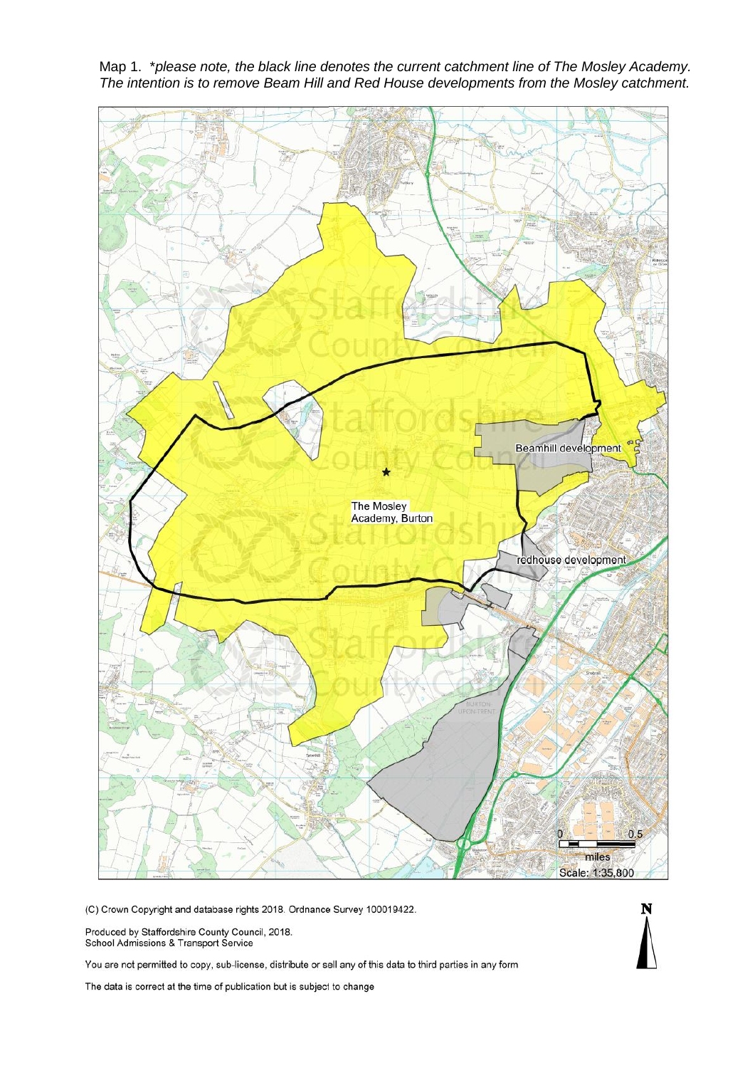Map 1. *\*please note, the black line denotes the current catchment line of The Mosley Academy. The intention is to remove Beam Hill and Red House developments from the Mosley catchment.*

Beamhill development

The Mosley Academy, Burton

redhouse development

0 0.5

miles

Scale: 1:35,800

(C) Crown Copyright and database rights 2018. Ordnance Survey 100019422.

Produced by Staffordshire County Council, 2018.
School Admissions & Transport Service

You are not permitted to copy, sub-license, distribute or sell any of this data to third parties in any form

The data is correct at the time of publication but is subject to change